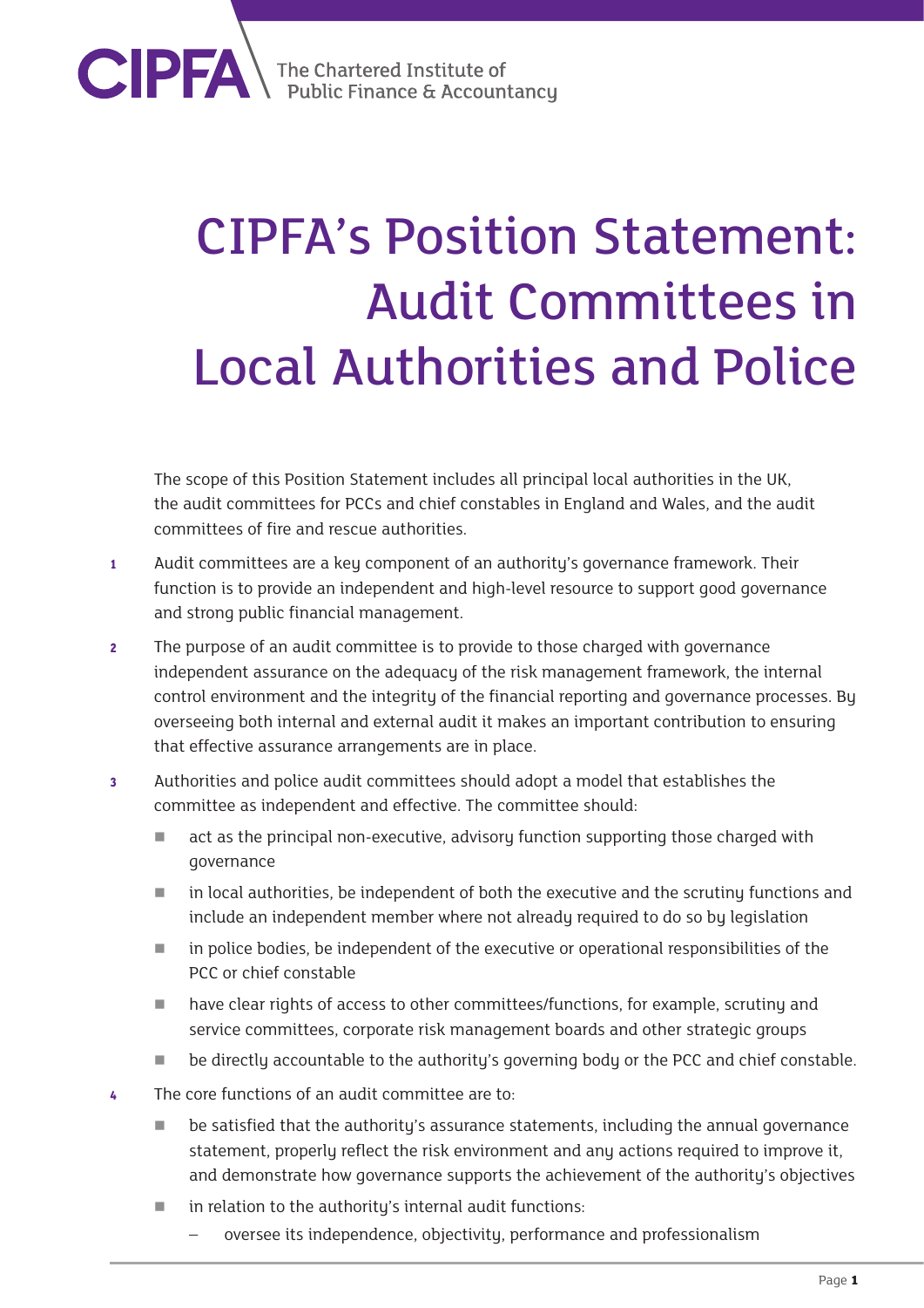# CIPFA's Position Statement: Audit Committees in Local Authorities and Police

The scope of this Position Statement includes all principal local authorities in the UK, the audit committees for PCCs and chief constables in England and Wales, and the audit committees of fire and rescue authorities.

1. Audit committees are a key component of an authority's governance framework. Their function is to provide an independent and high-level resource to support good governance and strong public financial management.

2. The purpose of an audit committee is to provide to those charged with governance independent assurance on the adequacy of the risk management framework, the internal control environment and the integrity of the financial reporting and governance processes. By overseeing both internal and external audit it makes an important contribution to ensuring that effective assurance arrangements are in place.

3. Authorities and police audit committees should adopt a model that establishes the committee as independent and effective. The committee should:
   - act as the principal non-executive, advisory function supporting those charged with governance
   - in local authorities, be independent of both the executive and the scrutiny functions and include an independent member where not already required to do so by legislation
   - in police bodies, be independent of the executive or operational responsibilities of the PCC or chief constable
   - have clear rights of access to other committees/functions, for example, scrutiny and service committees, corporate risk management boards and other strategic groups
   - be directly accountable to the authority's governing body or the PCC and chief constable.

4. The core functions of an audit committee are to:
   - be satisfied that the authority's assurance statements, including the annual governance statement, properly reflect the risk environment and any actions required to improve it, and demonstrate how governance supports the achievement of the authority's objectives
   - in relation to the authority's internal audit functions:
     - oversee its independence, objectivity, performance and professionalism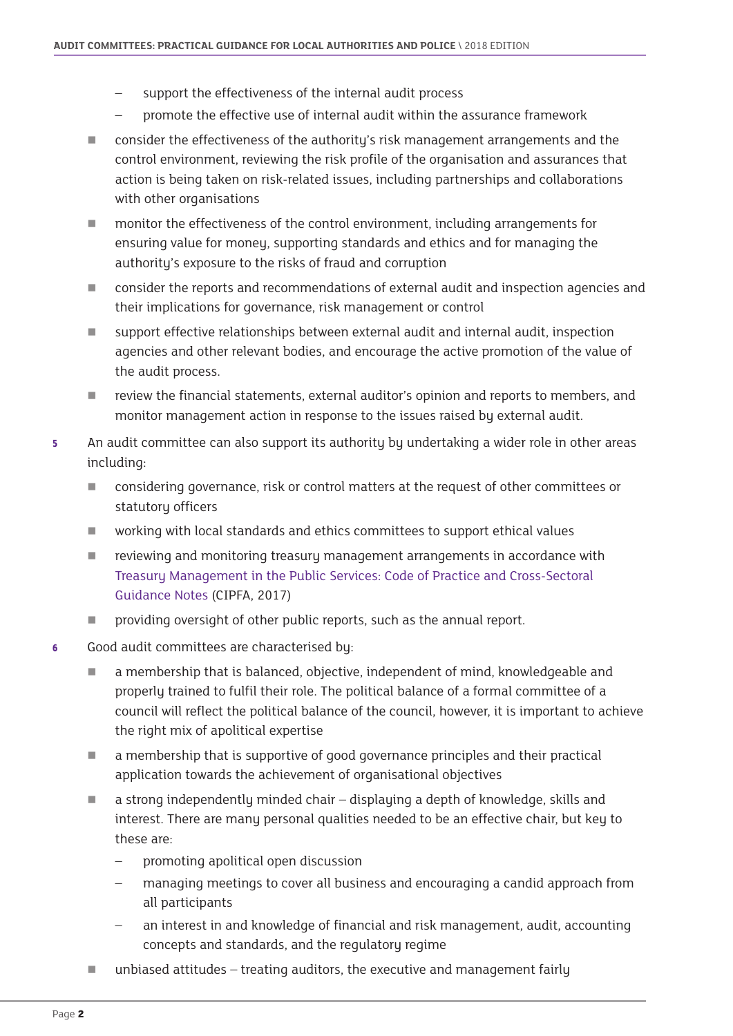- support the effectiveness of the internal audit process
  - promote the effective use of internal audit within the assurance framework
- consider the effectiveness of the authority's risk management arrangements and the control environment, reviewing the risk profile of the organisation and assurances that action is being taken on risk-related issues, including partnerships and collaborations with other organisations
- monitor the effectiveness of the control environment, including arrangements for ensuring value for money, supporting standards and ethics and for managing the authority's exposure to the risks of fraud and corruption
- consider the reports and recommendations of external audit and inspection agencies and their implications for governance, risk management or control
- support effective relationships between external audit and internal audit, inspection agencies and other relevant bodies, and encourage the active promotion of the value of the audit process.
- review the financial statements, external auditor's opinion and reports to members, and monitor management action in response to the issues raised by external audit.

**5** An audit committee can also support its authority by undertaking a wider role in other areas including:

- considering governance, risk or control matters at the request of other committees or statutory officers
- working with local standards and ethics committees to support ethical values
- reviewing and monitoring treasury management arrangements in accordance with Treasury Management in the Public Services: Code of Practice and Cross-Sectoral Guidance Notes (CIPFA, 2017)
- providing oversight of other public reports, such as the annual report.

**6** Good audit committees are characterised by:

- a membership that is balanced, objective, independent of mind, knowledgeable and properly trained to fulfil their role. The political balance of a formal committee of a council will reflect the political balance of the council, however, it is important to achieve the right mix of apolitical expertise
- a membership that is supportive of good governance principles and their practical application towards the achievement of organisational objectives
- a strong independently minded chair – displaying a depth of knowledge, skills and interest. There are many personal qualities needed to be an effective chair, but key to these are:
  - promoting apolitical open discussion
  - managing meetings to cover all business and encouraging a candid approach from all participants
  - an interest in and knowledge of financial and risk management, audit, accounting concepts and standards, and the regulatory regime
- unbiased attitudes – treating auditors, the executive and management fairly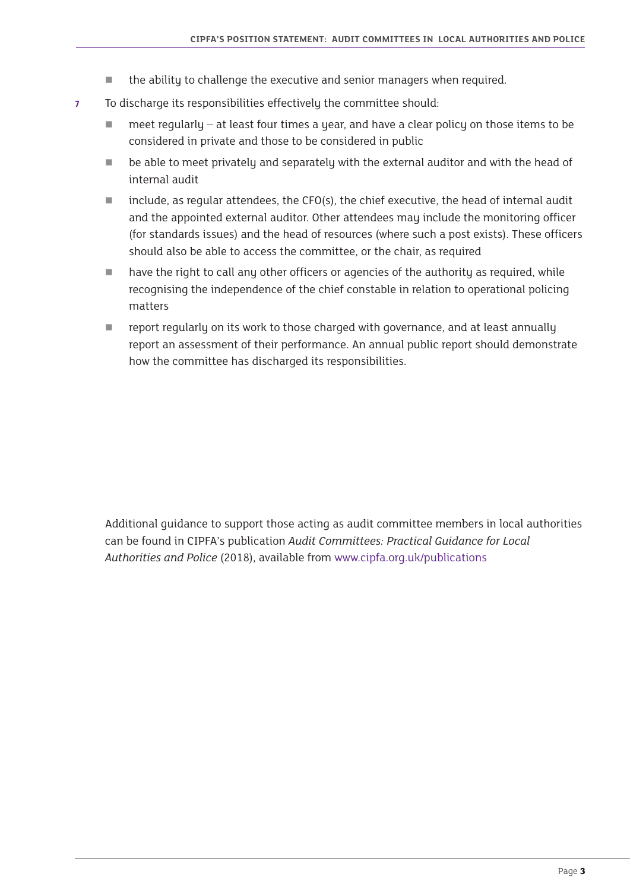- the ability to challenge the executive and senior managers when required.

7 To discharge its responsibilities effectively the committee should:

- meet regularly – at least four times a year, and have a clear policy on those items to be considered in private and those to be considered in public
- be able to meet privately and separately with the external auditor and with the head of internal audit
- include, as regular attendees, the CFO(s), the chief executive, the head of internal audit and the appointed external auditor. Other attendees may include the monitoring officer (for standards issues) and the head of resources (where such a post exists). These officers should also be able to access the committee, or the chair, as required
- have the right to call any other officers or agencies of the authority as required, while recognising the independence of the chief constable in relation to operational policing matters
- report regularly on its work to those charged with governance, and at least annually report an assessment of their performance. An annual public report should demonstrate how the committee has discharged its responsibilities.

Additional guidance to support those acting as audit committee members in local authorities can be found in CIPFA's publication *Audit Committees: Practical Guidance for Local Authorities and Police* (2018), available from www.cipfa.org.uk/publications